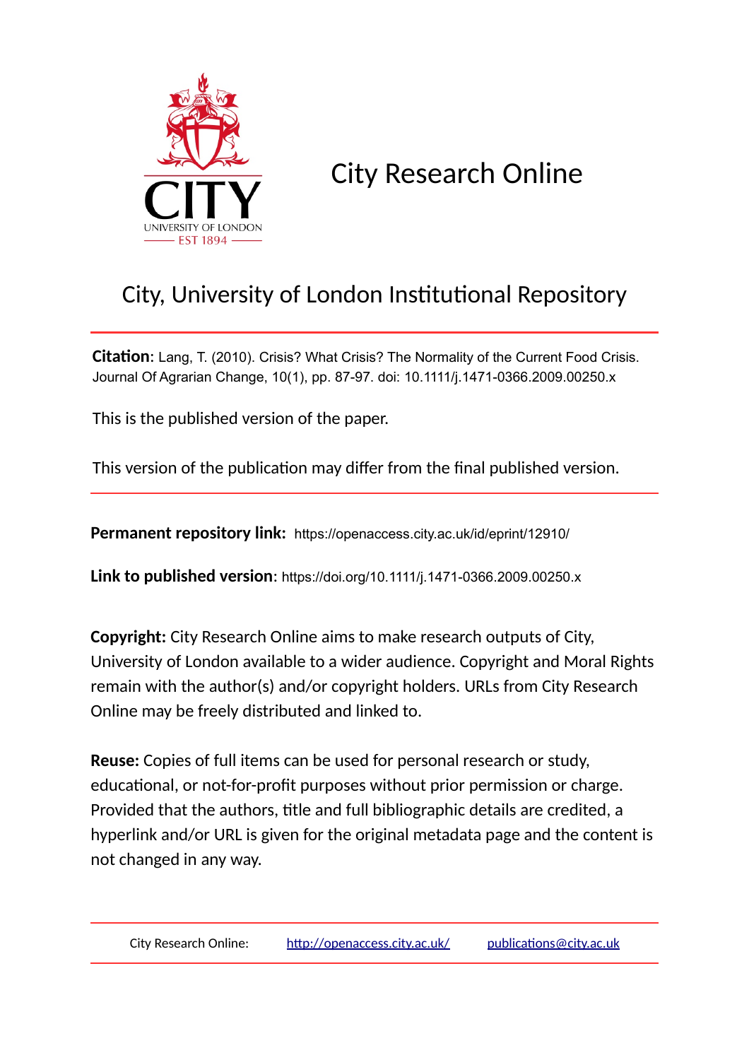# City Research Online

## City, University of London Institutional Repository

**Citation**: Lang, T. (2010). Crisis? What Crisis? The Normality of the Current Food Crisis. Journal Of Agrarian Change, 10(1), pp. 87-97. doi: 10.1111/j.1471-0366.2009.00250.x

This is the published version of the paper.

This version of the publication may differ from the final published version.

**Permanent repository link:** https://openaccess.city.ac.uk/id/eprint/12910/

**Link to published version**: https://doi.org/10.1111/j.1471-0366.2009.00250.x

**Copyright:** City Research Online aims to make research outputs of City, University of London available to a wider audience. Copyright and Moral Rights remain with the author(s) and/or copyright holders. URLs from City Research Online may be freely distributed and linked to.

**Reuse:** Copies of full items can be used for personal research or study, educational, or not-for-profit purposes without prior permission or charge. Provided that the authors, title and full bibliographic details are credited, a hyperlink and/or URL is given for the original metadata page and the content is not changed in any way.

City Research Online: http://openaccess.city.ac.uk/ publications@city.ac.uk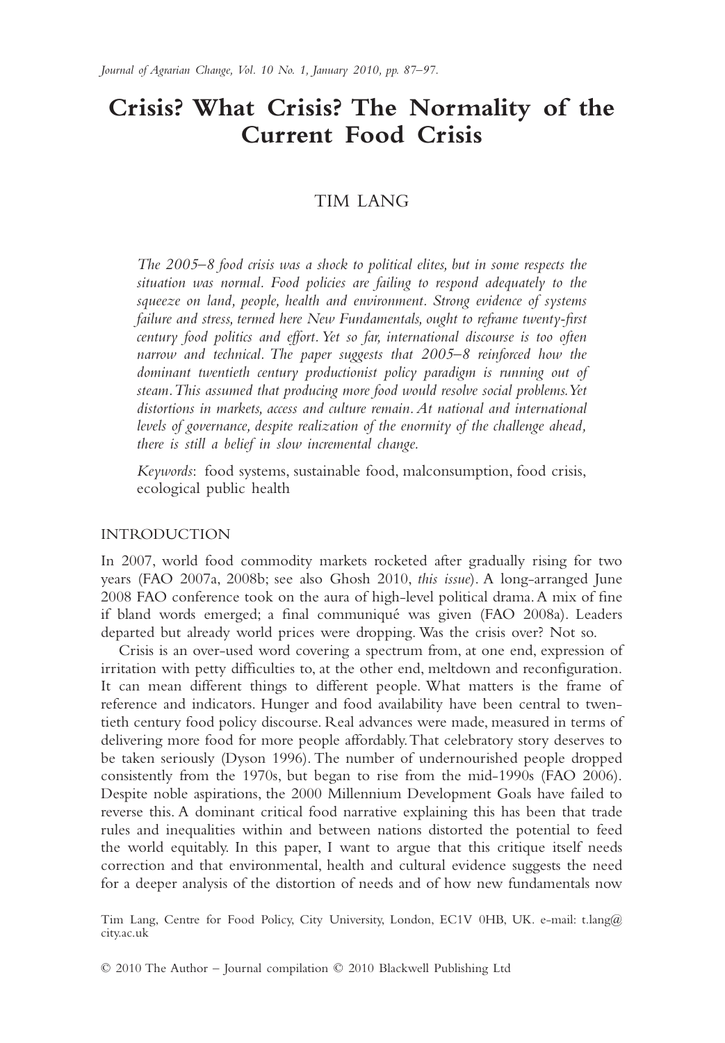# Crisis? What Crisis? The Normality of the Current Food Crisis

## TIM LANG

*The 2005–8 food crisis was a shock to political elites, but in some respects the situation was normal. Food policies are failing to respond adequately to the squeeze on land, people, health and environment. Strong evidence of systems failure and stress, termed here New Fundamentals, ought to reframe twenty-first century food politics and effort. Yet so far, international discourse is too often narrow and technical. The paper suggests that 2005–8 reinforced how the dominant twentieth century productionist policy paradigm is running out of steam. This assumed that producing more food would resolve social problems. Yet distortions in markets, access and culture remain. At national and international levels of governance, despite realization of the enormity of the challenge ahead, there is still a belief in slow incremental change.*

*Keywords*: food systems, sustainable food, malconsumption, food crisis, ecological public health

### INTRODUCTION

In 2007, world food commodity markets rocketed after gradually rising for two years (FAO 2007a, 2008b; see also Ghosh 2010, *this issue*). A long-arranged June 2008 FAO conference took on the aura of high-level political drama. A mix of fine if bland words emerged; a final communiqué was given (FAO 2008a). Leaders departed but already world prices were dropping. Was the crisis over? Not so.

Crisis is an over-used word covering a spectrum from, at one end, expression of irritation with petty difficulties to, at the other end, meltdown and reconfiguration. It can mean different things to different people. What matters is the frame of reference and indicators. Hunger and food availability have been central to twentieth century food policy discourse. Real advances were made, measured in terms of delivering more food for more people affordably. That celebratory story deserves to be taken seriously (Dyson 1996). The number of undernourished people dropped consistently from the 1970s, but began to rise from the mid-1990s (FAO 2006). Despite noble aspirations, the 2000 Millennium Development Goals have failed to reverse this. A dominant critical food narrative explaining this has been that trade rules and inequalities within and between nations distorted the potential to feed the world equitably. In this paper, I want to argue that this critique itself needs correction and that environmental, health and cultural evidence suggests the need for a deeper analysis of the distortion of needs and of how new fundamentals now

Tim Lang, Centre for Food Policy, City University, London, EC1V 0HB, UK. e-mail: t.lang@city.ac.uk

© 2010 The Author – Journal compilation © 2010 Blackwell Publishing Ltd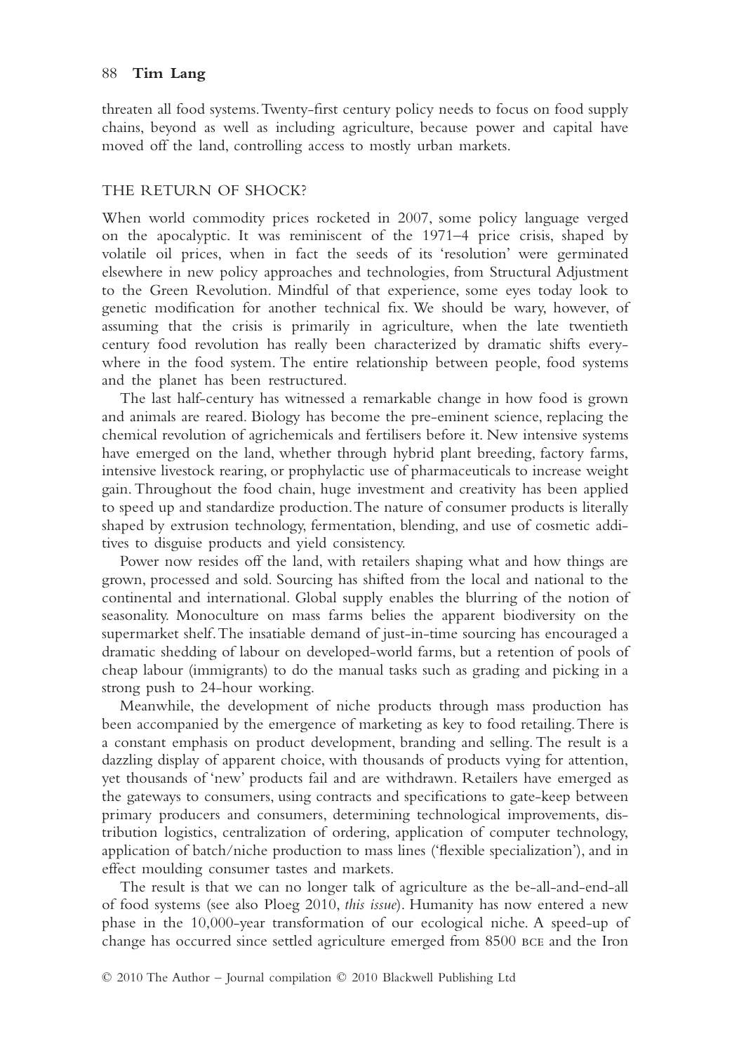threaten all food systems. Twenty-first century policy needs to focus on food supply chains, beyond as well as including agriculture, because power and capital have moved off the land, controlling access to mostly urban markets.

## THE RETURN OF SHOCK?

When world commodity prices rocketed in 2007, some policy language verged on the apocalyptic. It was reminiscent of the 1971–4 price crisis, shaped by volatile oil prices, when in fact the seeds of its 'resolution' were germinated elsewhere in new policy approaches and technologies, from Structural Adjustment to the Green Revolution. Mindful of that experience, some eyes today look to genetic modification for another technical fix. We should be wary, however, of assuming that the crisis is primarily in agriculture, when the late twentieth century food revolution has really been characterized by dramatic shifts everywhere in the food system. The entire relationship between people, food systems and the planet has been restructured.

The last half-century has witnessed a remarkable change in how food is grown and animals are reared. Biology has become the pre-eminent science, replacing the chemical revolution of agrichemicals and fertilisers before it. New intensive systems have emerged on the land, whether through hybrid plant breeding, factory farms, intensive livestock rearing, or prophylactic use of pharmaceuticals to increase weight gain. Throughout the food chain, huge investment and creativity has been applied to speed up and standardize production. The nature of consumer products is literally shaped by extrusion technology, fermentation, blending, and use of cosmetic additives to disguise products and yield consistency.

Power now resides off the land, with retailers shaping what and how things are grown, processed and sold. Sourcing has shifted from the local and national to the continental and international. Global supply enables the blurring of the notion of seasonality. Monoculture on mass farms belies the apparent biodiversity on the supermarket shelf. The insatiable demand of just-in-time sourcing has encouraged a dramatic shedding of labour on developed-world farms, but a retention of pools of cheap labour (immigrants) to do the manual tasks such as grading and picking in a strong push to 24-hour working.

Meanwhile, the development of niche products through mass production has been accompanied by the emergence of marketing as key to food retailing. There is a constant emphasis on product development, branding and selling. The result is a dazzling display of apparent choice, with thousands of products vying for attention, yet thousands of 'new' products fail and are withdrawn. Retailers have emerged as the gateways to consumers, using contracts and specifications to gate-keep between primary producers and consumers, determining technological improvements, distribution logistics, centralization of ordering, application of computer technology, application of batch/niche production to mass lines ('flexible specialization'), and in effect moulding consumer tastes and markets.

The result is that we can no longer talk of agriculture as the be-all-and-end-all of food systems (see also Ploeg 2010, *this issue*). Humanity has now entered a new phase in the 10,000-year transformation of our ecological niche. A speed-up of change has occurred since settled agriculture emerged from 8500 BCE and the Iron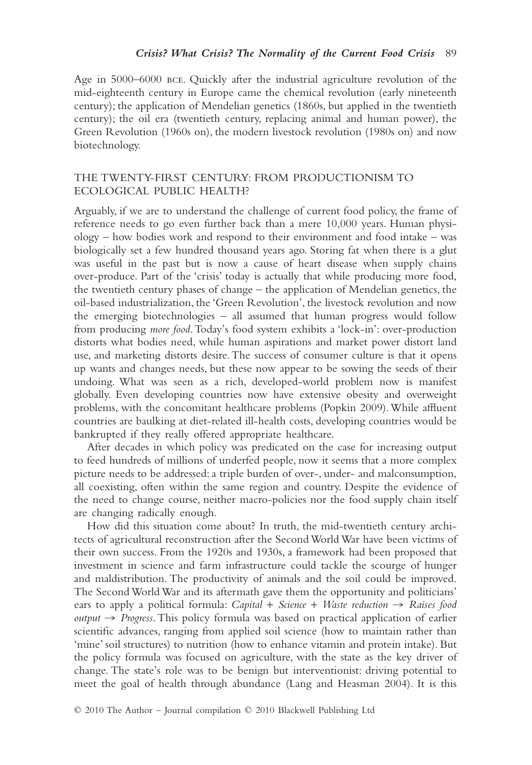Age in 5000–6000 BCE. Quickly after the industrial agriculture revolution of the mid-eighteenth century in Europe came the chemical revolution (early nineteenth century); the application of Mendelian genetics (1860s, but applied in the twentieth century); the oil era (twentieth century, replacing animal and human power), the Green Revolution (1960s on), the modern livestock revolution (1980s on) and now biotechnology.

## THE TWENTY-FIRST CENTURY: FROM PRODUCTIONISM TO ECOLOGICAL PUBLIC HEALTH?

Arguably, if we are to understand the challenge of current food policy, the frame of reference needs to go even further back than a mere 10,000 years. Human physiology – how bodies work and respond to their environment and food intake – was biologically set a few hundred thousand years ago. Storing fat when there is a glut was useful in the past but is now a cause of heart disease when supply chains over-produce. Part of the 'crisis' today is actually that while producing more food, the twentieth century phases of change – the application of Mendelian genetics, the oil-based industrialization, the 'Green Revolution', the livestock revolution and now the emerging biotechnologies – all assumed that human progress would follow from producing *more food*. Today's food system exhibits a 'lock-in': over-production distorts what bodies need, while human aspirations and market power distort land use, and marketing distorts desire. The success of consumer culture is that it opens up wants and changes needs, but these now appear to be sowing the seeds of their undoing. What was seen as a rich, developed-world problem now is manifest globally. Even developing countries now have extensive obesity and overweight problems, with the concomitant healthcare problems (Popkin 2009). While affluent countries are baulking at diet-related ill-health costs, developing countries would be bankrupted if they really offered appropriate healthcare.

After decades in which policy was predicated on the case for increasing output to feed hundreds of millions of underfed people, now it seems that a more complex picture needs to be addressed: a triple burden of over-, under- and malconsumption, all coexisting, often within the same region and country. Despite the evidence of the need to change course, neither macro-policies nor the food supply chain itself are changing radically enough.

How did this situation come about? In truth, the mid-twentieth century architects of agricultural reconstruction after the Second World War have been victims of their own success. From the 1920s and 1930s, a framework had been proposed that investment in science and farm infrastructure could tackle the scourge of hunger and maldistribution. The productivity of animals and the soil could be improved. The Second World War and its aftermath gave them the opportunity and politicians' ears to apply a political formula: *Capital + Science + Waste reduction → Raises food output → Progress*. This policy formula was based on practical application of earlier scientific advances, ranging from applied soil science (how to maintain rather than 'mine' soil structures) to nutrition (how to enhance vitamin and protein intake). But the policy formula was focused on agriculture, with the state as the key driver of change. The state's role was to be benign but interventionist: driving potential to meet the goal of health through abundance (Lang and Heasman 2004). It is this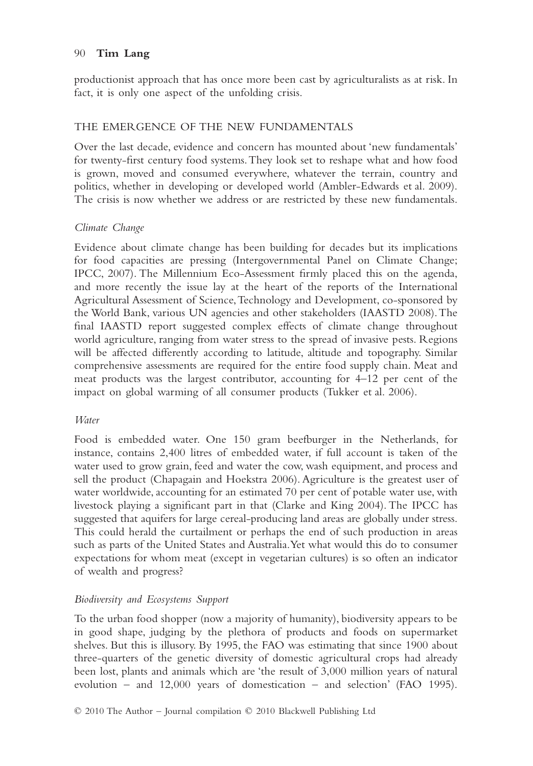productionist approach that has once more been cast by agriculturalists as at risk. In fact, it is only one aspect of the unfolding crisis.

## THE EMERGENCE OF THE NEW FUNDAMENTALS

Over the last decade, evidence and concern has mounted about 'new fundamentals' for twenty-first century food systems. They look set to reshape what and how food is grown, moved and consumed everywhere, whatever the terrain, country and politics, whether in developing or developed world (Ambler-Edwards et al. 2009). The crisis is now whether we address or are restricted by these new fundamentals.

### *Climate Change*

Evidence about climate change has been building for decades but its implications for food capacities are pressing (Intergovernmental Panel on Climate Change; IPCC, 2007). The Millennium Eco-Assessment firmly placed this on the agenda, and more recently the issue lay at the heart of the reports of the International Agricultural Assessment of Science, Technology and Development, co-sponsored by the World Bank, various UN agencies and other stakeholders (IAASTD 2008). The final IAASTD report suggested complex effects of climate change throughout world agriculture, ranging from water stress to the spread of invasive pests. Regions will be affected differently according to latitude, altitude and topography. Similar comprehensive assessments are required for the entire food supply chain. Meat and meat products was the largest contributor, accounting for 4–12 per cent of the impact on global warming of all consumer products (Tukker et al. 2006).

### *Water*

Food is embedded water. One 150 gram beefburger in the Netherlands, for instance, contains 2,400 litres of embedded water, if full account is taken of the water used to grow grain, feed and water the cow, wash equipment, and process and sell the product (Chapagain and Hoekstra 2006). Agriculture is the greatest user of water worldwide, accounting for an estimated 70 per cent of potable water use, with livestock playing a significant part in that (Clarke and King 2004). The IPCC has suggested that aquifers for large cereal-producing land areas are globally under stress. This could herald the curtailment or perhaps the end of such production in areas such as parts of the United States and Australia. Yet what would this do to consumer expectations for whom meat (except in vegetarian cultures) is so often an indicator of wealth and progress?

### *Biodiversity and Ecosystems Support*

To the urban food shopper (now a majority of humanity), biodiversity appears to be in good shape, judging by the plethora of products and foods on supermarket shelves. But this is illusory. By 1995, the FAO was estimating that since 1900 about three-quarters of the genetic diversity of domestic agricultural crops had already been lost, plants and animals which are 'the result of 3,000 million years of natural evolution – and 12,000 years of domestication – and selection' (FAO 1995).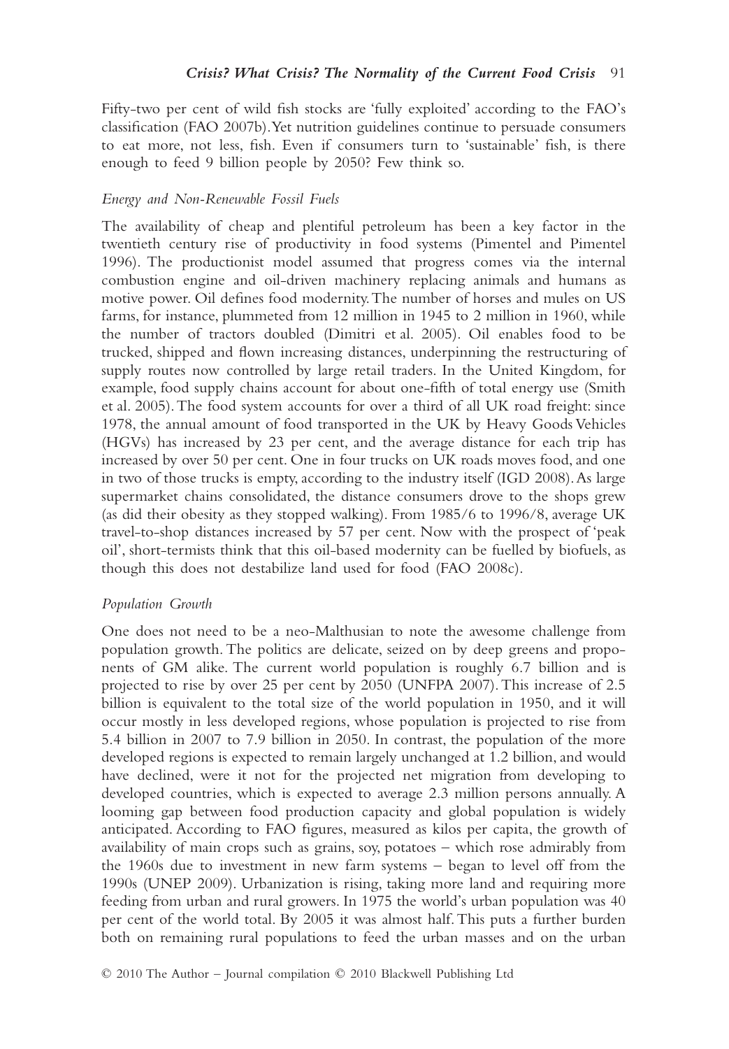Fifty-two per cent of wild fish stocks are 'fully exploited' according to the FAO's classification (FAO 2007b). Yet nutrition guidelines continue to persuade consumers to eat more, not less, fish. Even if consumers turn to 'sustainable' fish, is there enough to feed 9 billion people by 2050? Few think so.

### *Energy and Non-Renewable Fossil Fuels*

The availability of cheap and plentiful petroleum has been a key factor in the twentieth century rise of productivity in food systems (Pimentel and Pimentel 1996). The productionist model assumed that progress comes via the internal combustion engine and oil-driven machinery replacing animals and humans as motive power. Oil defines food modernity. The number of horses and mules on US farms, for instance, plummeted from 12 million in 1945 to 2 million in 1960, while the number of tractors doubled (Dimitri et al. 2005). Oil enables food to be trucked, shipped and flown increasing distances, underpinning the restructuring of supply routes now controlled by large retail traders. In the United Kingdom, for example, food supply chains account for about one-fifth of total energy use (Smith et al. 2005). The food system accounts for over a third of all UK road freight: since 1978, the annual amount of food transported in the UK by Heavy Goods Vehicles (HGVs) has increased by 23 per cent, and the average distance for each trip has increased by over 50 per cent. One in four trucks on UK roads moves food, and one in two of those trucks is empty, according to the industry itself (IGD 2008). As large supermarket chains consolidated, the distance consumers drove to the shops grew (as did their obesity as they stopped walking). From 1985/6 to 1996/8, average UK travel-to-shop distances increased by 57 per cent. Now with the prospect of 'peak oil', short-termists think that this oil-based modernity can be fuelled by biofuels, as though this does not destabilize land used for food (FAO 2008c).

### *Population Growth*

One does not need to be a neo-Malthusian to note the awesome challenge from population growth. The politics are delicate, seized on by deep greens and proponents of GM alike. The current world population is roughly 6.7 billion and is projected to rise by over 25 per cent by 2050 (UNFPA 2007). This increase of 2.5 billion is equivalent to the total size of the world population in 1950, and it will occur mostly in less developed regions, whose population is projected to rise from 5.4 billion in 2007 to 7.9 billion in 2050. In contrast, the population of the more developed regions is expected to remain largely unchanged at 1.2 billion, and would have declined, were it not for the projected net migration from developing to developed countries, which is expected to average 2.3 million persons annually. A looming gap between food production capacity and global population is widely anticipated. According to FAO figures, measured as kilos per capita, the growth of availability of main crops such as grains, soy, potatoes – which rose admirably from the 1960s due to investment in new farm systems – began to level off from the 1990s (UNEP 2009). Urbanization is rising, taking more land and requiring more feeding from urban and rural growers. In 1975 the world's urban population was 40 per cent of the world total. By 2005 it was almost half. This puts a further burden both on remaining rural populations to feed the urban masses and on the urban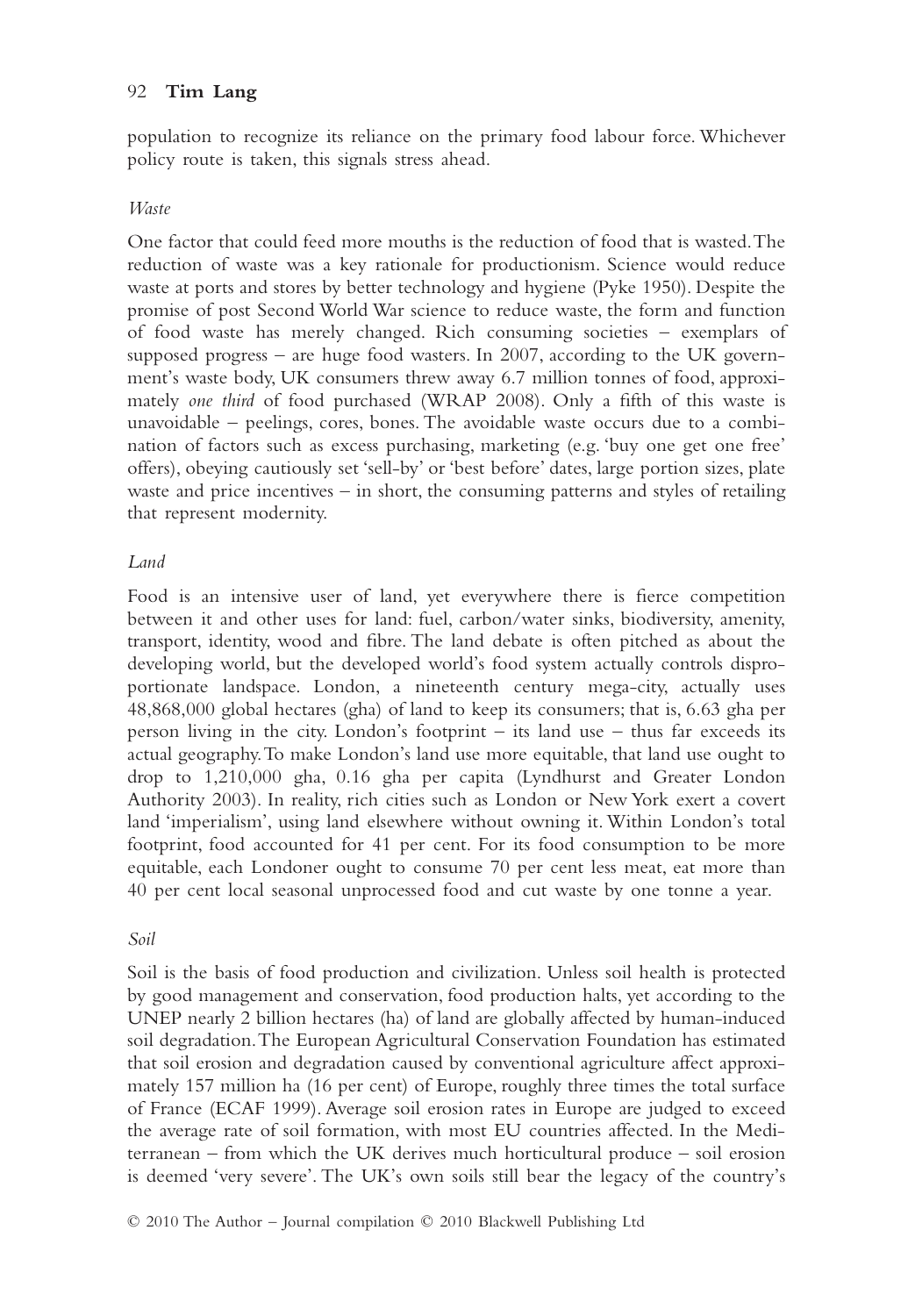population to recognize its reliance on the primary food labour force. Whichever policy route is taken, this signals stress ahead.

### *Waste*

One factor that could feed more mouths is the reduction of food that is wasted. The reduction of waste was a key rationale for productionism. Science would reduce waste at ports and stores by better technology and hygiene (Pyke 1950). Despite the promise of post Second World War science to reduce waste, the form and function of food waste has merely changed. Rich consuming societies – exemplars of supposed progress – are huge food wasters. In 2007, according to the UK government's waste body, UK consumers threw away 6.7 million tonnes of food, approximately *one third* of food purchased (WRAP 2008). Only a fifth of this waste is unavoidable – peelings, cores, bones. The avoidable waste occurs due to a combination of factors such as excess purchasing, marketing (e.g. 'buy one get one free' offers), obeying cautiously set 'sell-by' or 'best before' dates, large portion sizes, plate waste and price incentives – in short, the consuming patterns and styles of retailing that represent modernity.

### *Land*

Food is an intensive user of land, yet everywhere there is fierce competition between it and other uses for land: fuel, carbon/water sinks, biodiversity, amenity, transport, identity, wood and fibre. The land debate is often pitched as about the developing world, but the developed world's food system actually controls disproportionate landspace. London, a nineteenth century mega-city, actually uses 48,868,000 global hectares (gha) of land to keep its consumers; that is, 6.63 gha per person living in the city. London's footprint – its land use – thus far exceeds its actual geography. To make London's land use more equitable, that land use ought to drop to 1,210,000 gha, 0.16 gha per capita (Lyndhurst and Greater London Authority 2003). In reality, rich cities such as London or New York exert a covert land 'imperialism', using land elsewhere without owning it. Within London's total footprint, food accounted for 41 per cent. For its food consumption to be more equitable, each Londoner ought to consume 70 per cent less meat, eat more than 40 per cent local seasonal unprocessed food and cut waste by one tonne a year.

### *Soil*

Soil is the basis of food production and civilization. Unless soil health is protected by good management and conservation, food production halts, yet according to the UNEP nearly 2 billion hectares (ha) of land are globally affected by human-induced soil degradation. The European Agricultural Conservation Foundation has estimated that soil erosion and degradation caused by conventional agriculture affect approximately 157 million ha (16 per cent) of Europe, roughly three times the total surface of France (ECAF 1999). Average soil erosion rates in Europe are judged to exceed the average rate of soil formation, with most EU countries affected. In the Mediterranean – from which the UK derives much horticultural produce – soil erosion is deemed 'very severe'. The UK's own soils still bear the legacy of the country's

© 2010 The Author – Journal compilation © 2010 Blackwell Publishing Ltd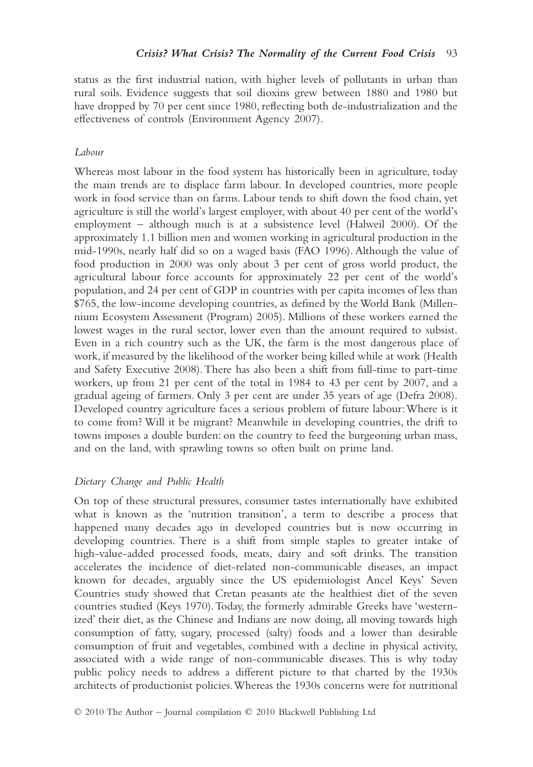status as the first industrial nation, with higher levels of pollutants in urban than rural soils. Evidence suggests that soil dioxins grew between 1880 and 1980 but have dropped by 70 per cent since 1980, reflecting both de-industrialization and the effectiveness of controls (Environment Agency 2007).

### *Labour*

Whereas most labour in the food system has historically been in agriculture, today the main trends are to displace farm labour. In developed countries, more people work in food service than on farms. Labour tends to shift down the food chain, yet agriculture is still the world's largest employer, with about 40 per cent of the world's employment – although much is at a subsistence level (Halweil 2000). Of the approximately 1.1 billion men and women working in agricultural production in the mid-1990s, nearly half did so on a waged basis (FAO 1996). Although the value of food production in 2000 was only about 3 per cent of gross world product, the agricultural labour force accounts for approximately 22 per cent of the world's population, and 24 per cent of GDP in countries with per capita incomes of less than $765, the low-income developing countries, as defined by the World Bank (Millennium Ecosystem Assessment (Program) 2005). Millions of these workers earned the lowest wages in the rural sector, lower even than the amount required to subsist. Even in a rich country such as the UK, the farm is the most dangerous place of work, if measured by the likelihood of the worker being killed while at work (Health and Safety Executive 2008). There has also been a shift from full-time to part-time workers, up from 21 per cent of the total in 1984 to 43 per cent by 2007, and a gradual ageing of farmers. Only 3 per cent are under 35 years of age (Defra 2008). Developed country agriculture faces a serious problem of future labour: Where is it to come from? Will it be migrant? Meanwhile in developing countries, the drift to towns imposes a double burden: on the country to feed the burgeoning urban mass, and on the land, with sprawling towns so often built on prime land.

### *Dietary Change and Public Health*

On top of these structural pressures, consumer tastes internationally have exhibited what is known as the 'nutrition transition', a term to describe a process that happened many decades ago in developed countries but is now occurring in developing countries. There is a shift from simple staples to greater intake of high-value-added processed foods, meats, dairy and soft drinks. The transition accelerates the incidence of diet-related non-communicable diseases, an impact known for decades, arguably since the US epidemiologist Ancel Keys' Seven Countries study showed that Cretan peasants ate the healthiest diet of the seven countries studied (Keys 1970). Today, the formerly admirable Greeks have 'westernized' their diet, as the Chinese and Indians are now doing, all moving towards high consumption of fatty, sugary, processed (salty) foods and a lower than desirable consumption of fruit and vegetables, combined with a decline in physical activity, associated with a wide range of non-communicable diseases. This is why today public policy needs to address a different picture to that charted by the 1930s architects of productionist policies. Whereas the 1930s concerns were for nutritional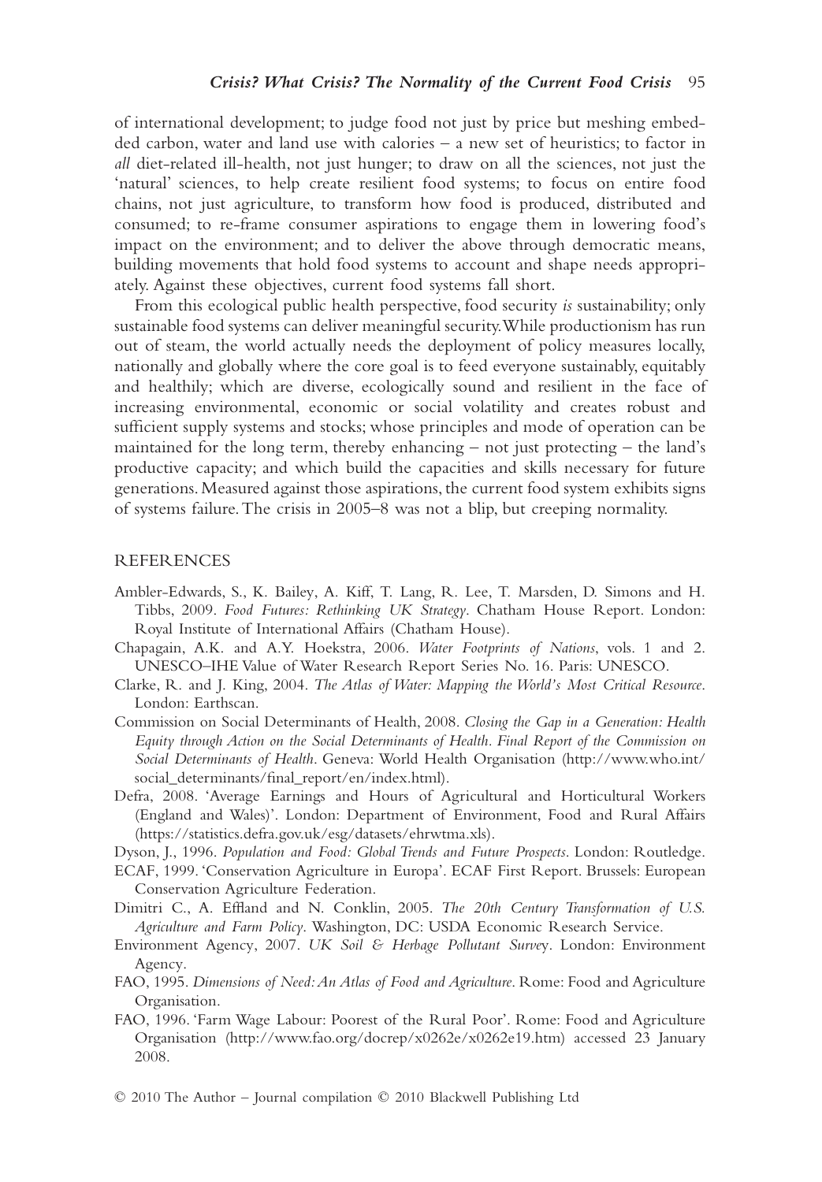of international development; to judge food not just by price but meshing embedded carbon, water and land use with calories – a new set of heuristics; to factor in *all* diet-related ill-health, not just hunger; to draw on all the sciences, not just the 'natural' sciences, to help create resilient food systems; to focus on entire food chains, not just agriculture, to transform how food is produced, distributed and consumed; to re-frame consumer aspirations to engage them in lowering food's impact on the environment; and to deliver the above through democratic means, building movements that hold food systems to account and shape needs appropriately. Against these objectives, current food systems fall short.

From this ecological public health perspective, food security *is* sustainability; only sustainable food systems can deliver meaningful security. While productionism has run out of steam, the world actually needs the deployment of policy measures locally, nationally and globally where the core goal is to feed everyone sustainably, equitably and healthily; which are diverse, ecologically sound and resilient in the face of increasing environmental, economic or social volatility and creates robust and sufficient supply systems and stocks; whose principles and mode of operation can be maintained for the long term, thereby enhancing – not just protecting – the land's productive capacity; and which build the capacities and skills necessary for future generations. Measured against those aspirations, the current food system exhibits signs of systems failure. The crisis in 2005–8 was not a blip, but creeping normality.

## REFERENCES

Ambler-Edwards, S., K. Bailey, A. Kiff, T. Lang, R. Lee, T. Marsden, D. Simons and H. Tibbs, 2009. *Food Futures: Rethinking UK Strategy*. Chatham House Report. London: Royal Institute of International Affairs (Chatham House).

Chapagain, A.K. and A.Y. Hoekstra, 2006. *Water Footprints of Nations*, vols. 1 and 2. UNESCO–IHE Value of Water Research Report Series No. 16. Paris: UNESCO.

Clarke, R. and J. King, 2004. *The Atlas of Water: Mapping the World's Most Critical Resource*. London: Earthscan.

Commission on Social Determinants of Health, 2008. *Closing the Gap in a Generation: Health Equity through Action on the Social Determinants of Health. Final Report of the Commission on Social Determinants of Health*. Geneva: World Health Organisation (http://www.who.int/social_determinants/final_report/en/index.html).

Defra, 2008. 'Average Earnings and Hours of Agricultural and Horticultural Workers (England and Wales)'. London: Department of Environment, Food and Rural Affairs (https://statistics.defra.gov.uk/esg/datasets/ehrwtma.xls).

Dyson, J., 1996. *Population and Food: Global Trends and Future Prospects*. London: Routledge.

ECAF, 1999. 'Conservation Agriculture in Europa'. ECAF First Report. Brussels: European Conservation Agriculture Federation.

Dimitri C., A. Effland and N. Conklin, 2005. *The 20th Century Transformation of U.S. Agriculture and Farm Policy*. Washington, DC: USDA Economic Research Service.

Environment Agency, 2007. *UK Soil & Herbage Pollutant Survey*. London: Environment Agency.

FAO, 1995. *Dimensions of Need: An Atlas of Food and Agriculture*. Rome: Food and Agriculture Organisation.

FAO, 1996. 'Farm Wage Labour: Poorest of the Rural Poor'. Rome: Food and Agriculture Organisation (http://www.fao.org/docrep/x0262e/x0262e19.htm) accessed 23 January 2008.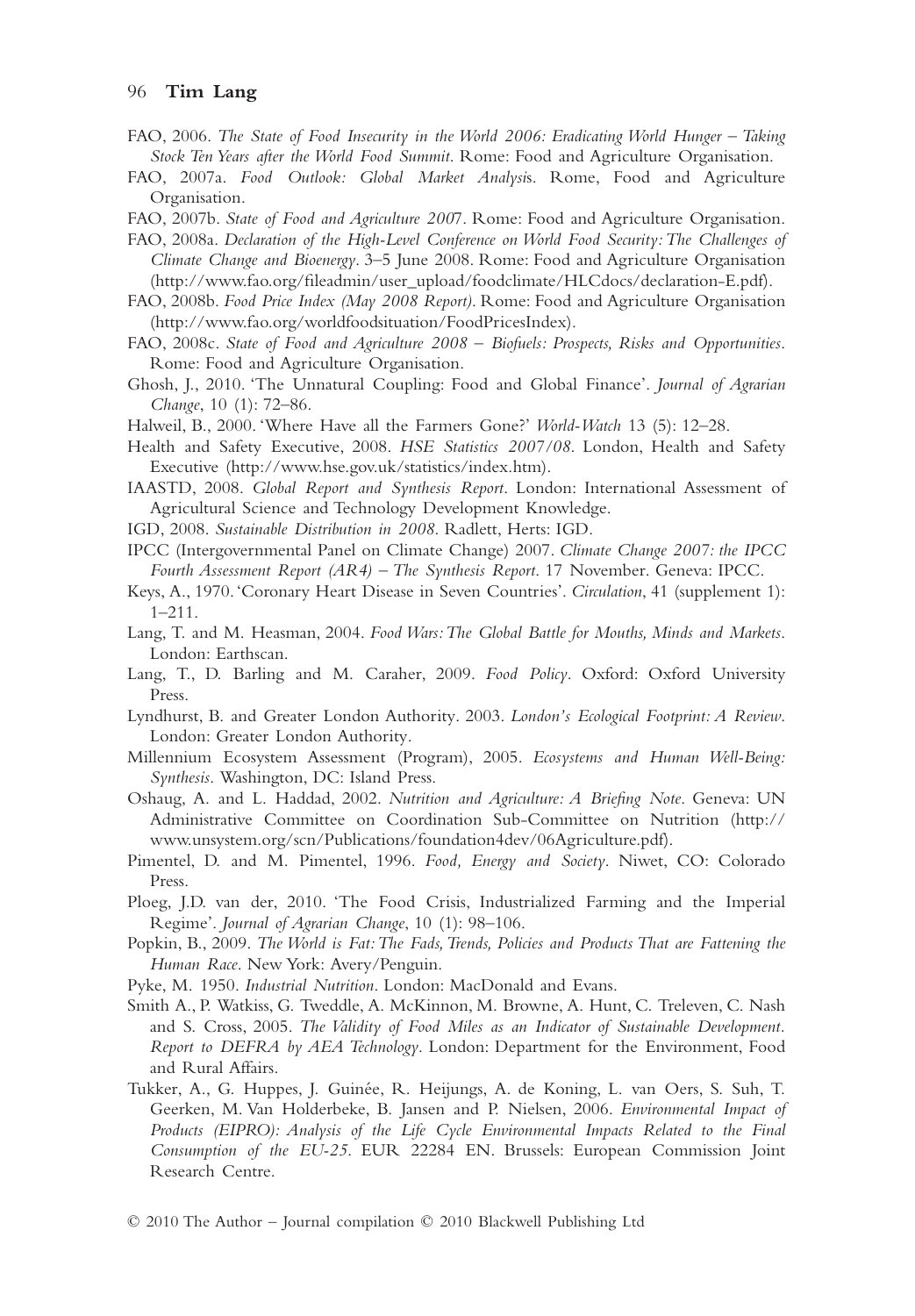FAO, 2006. *The State of Food Insecurity in the World 2006: Eradicating World Hunger – Taking Stock Ten Years after the World Food Summit*. Rome: Food and Agriculture Organisation.

FAO, 2007a. *Food Outlook: Global Market Analysis*. Rome, Food and Agriculture Organisation.

FAO, 2007b. *State of Food and Agriculture 2007*. Rome: Food and Agriculture Organisation.

FAO, 2008a. *Declaration of the High-Level Conference on World Food Security: The Challenges of Climate Change and Bioenergy*. 3–5 June 2008. Rome: Food and Agriculture Organisation (http://www.fao.org/fileadmin/user_upload/foodclimate/HLCdocs/declaration-E.pdf).

FAO, 2008b. *Food Price Index (May 2008 Report)*. Rome: Food and Agriculture Organisation (http://www.fao.org/worldfoodsituation/FoodPricesIndex).

FAO, 2008c. *State of Food and Agriculture 2008 – Biofuels: Prospects, Risks and Opportunities*. Rome: Food and Agriculture Organisation.

Ghosh, J., 2010. 'The Unnatural Coupling: Food and Global Finance'. *Journal of Agrarian Change*, 10 (1): 72–86.

Halweil, B., 2000. 'Where Have all the Farmers Gone?' *World-Watch* 13 (5): 12–28.

Health and Safety Executive, 2008. *HSE Statistics 2007/08*. London, Health and Safety Executive (http://www.hse.gov.uk/statistics/index.htm).

IAASTD, 2008. *Global Report and Synthesis Report*. London: International Assessment of Agricultural Science and Technology Development Knowledge.

IGD, 2008. *Sustainable Distribution in 2008*. Radlett, Herts: IGD.

IPCC (Intergovernmental Panel on Climate Change) 2007. *Climate Change 2007: the IPCC Fourth Assessment Report (AR4) – The Synthesis Report*. 17 November. Geneva: IPCC.

Keys, A., 1970. 'Coronary Heart Disease in Seven Countries'. *Circulation*, 41 (supplement 1): 1–211.

Lang, T. and M. Heasman, 2004. *Food Wars: The Global Battle for Mouths, Minds and Markets*. London: Earthscan.

Lang, T., D. Barling and M. Caraher, 2009. *Food Policy*. Oxford: Oxford University Press.

Lyndhurst, B. and Greater London Authority. 2003. *London's Ecological Footprint: A Review*. London: Greater London Authority.

Millennium Ecosystem Assessment (Program), 2005. *Ecosystems and Human Well-Being: Synthesis*. Washington, DC: Island Press.

Oshaug, A. and L. Haddad, 2002. *Nutrition and Agriculture: A Briefing Note*. Geneva: UN Administrative Committee on Coordination Sub-Committee on Nutrition (http://www.unsystem.org/scn/Publications/foundation4dev/06Agriculture.pdf).

Pimentel, D. and M. Pimentel, 1996. *Food, Energy and Society*. Niwet, CO: Colorado Press.

Ploeg, J.D. van der, 2010. 'The Food Crisis, Industrialized Farming and the Imperial Regime'. *Journal of Agrarian Change*, 10 (1): 98–106.

Popkin, B., 2009. *The World is Fat: The Fads, Trends, Policies and Products That are Fattening the Human Race*. New York: Avery/Penguin.

Pyke, M. 1950. *Industrial Nutrition*. London: MacDonald and Evans.

Smith A., P. Watkiss, G. Tweddle, A. McKinnon, M. Browne, A. Hunt, C. Treleven, C. Nash and S. Cross, 2005. *The Validity of Food Miles as an Indicator of Sustainable Development. Report to DEFRA by AEA Technology*. London: Department for the Environment, Food and Rural Affairs.

Tukker, A., G. Huppes, J. Guinée, R. Heijungs, A. de Koning, L. van Oers, S. Suh, T. Geerken, M. Van Holderbeke, B. Jansen and P. Nielsen, 2006. *Environmental Impact of Products (EIPRO): Analysis of the Life Cycle Environmental Impacts Related to the Final Consumption of the EU-25*. EUR 22284 EN. Brussels: European Commission Joint Research Centre.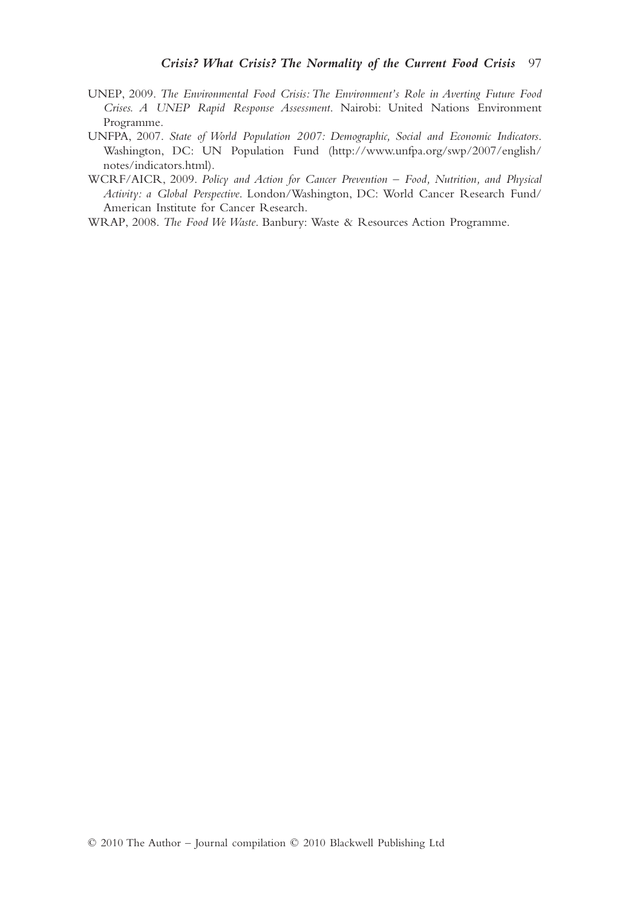UNEP, 2009. *The Environmental Food Crisis: The Environment's Role in Averting Future Food Crises. A UNEP Rapid Response Assessment*. Nairobi: United Nations Environment Programme.

UNFPA, 2007. *State of World Population 2007: Demographic, Social and Economic Indicators*. Washington, DC: UN Population Fund (http://www.unfpa.org/swp/2007/english/notes/indicators.html).

WCRF/AICR, 2009. *Policy and Action for Cancer Prevention – Food, Nutrition, and Physical Activity: a Global Perspective*. London/Washington, DC: World Cancer Research Fund/American Institute for Cancer Research.

WRAP, 2008. *The Food We Waste*. Banbury: Waste & Resources Action Programme.